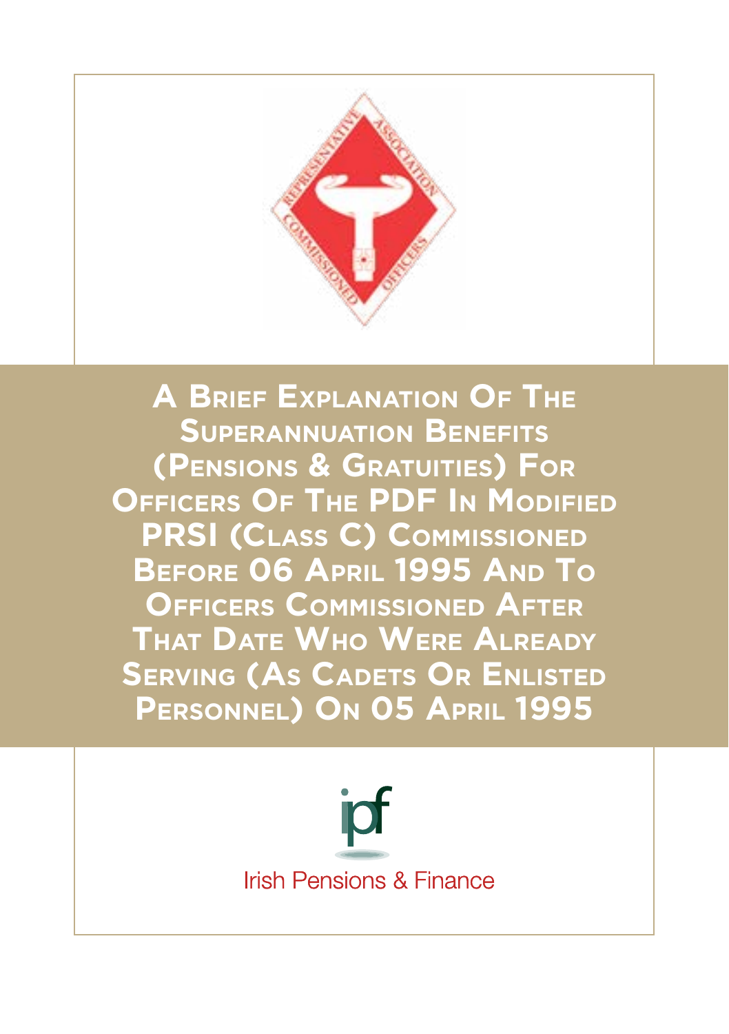# A Brief Explanation Of The Superannuation Benefits (Pensions & Gratuities) For Officers Of The PDF In Modified PRSI (Class C) Commissioned Before 06 April 1995 And To Officers Commissioned After That Date Who Were Already Serving (As Cadets Or Enlisted Personnel) On 05 April 1995

Irish Pensions & Finance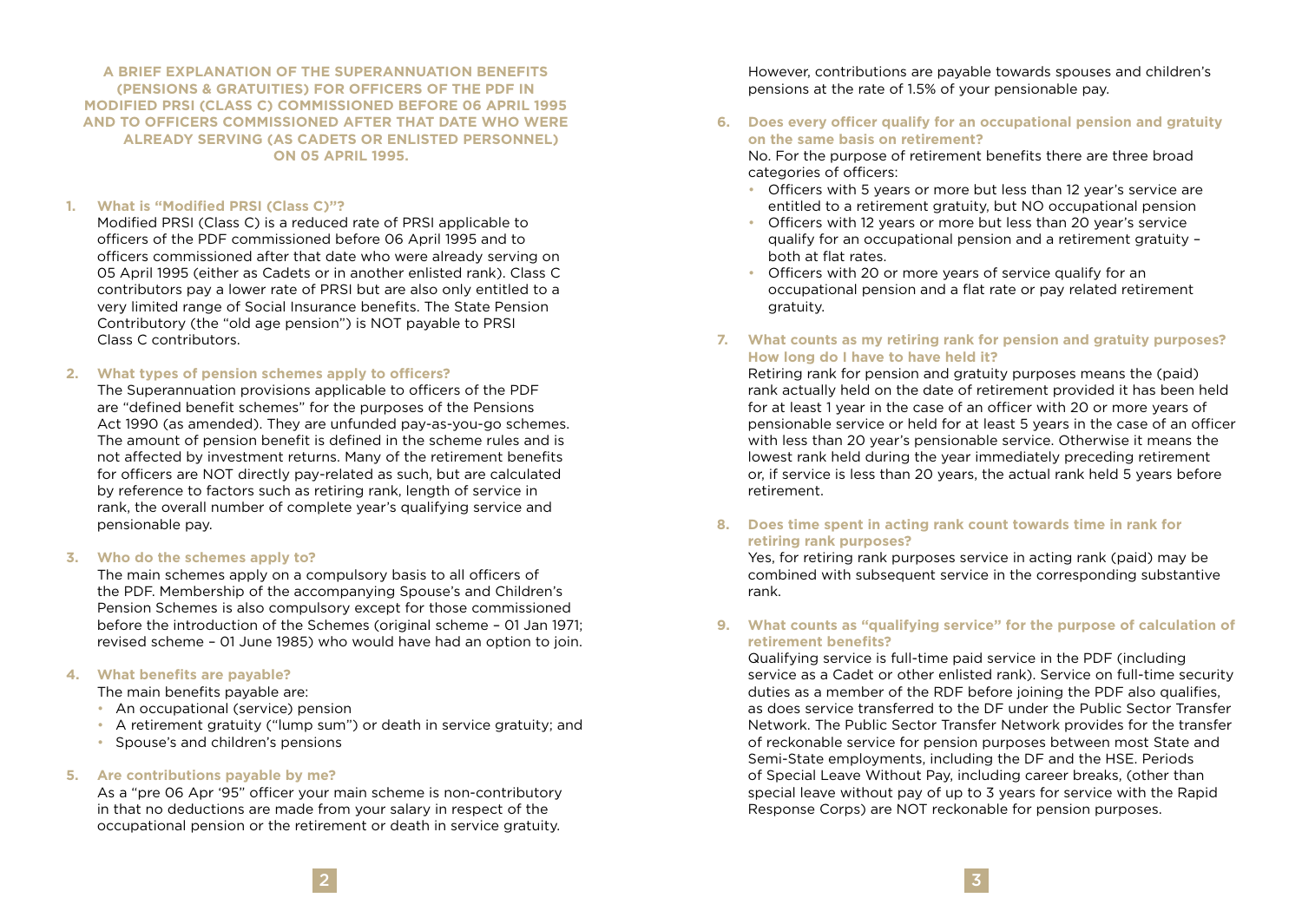**A BRIEF EXPLANATION OF THE SUPERANNUATION BENEFITS (PENSIONS & GRATUITIES) FOR OFFICERS OF THE PDF IN MODIFIED PRSI (CLASS C) COMMISSIONED BEFORE 06 APRIL 1995 AND TO OFFICERS COMMISSIONED AFTER THAT DATE WHO WERE ALREADY SERVING (AS CADETS OR ENLISTED PERSONNEL) ON 05 APRIL 1995.**

**1. What is "Modified PRSI (Class C)"?**

Modified PRSI (Class C) is a reduced rate of PRSI applicable to officers of the PDF commissioned before 06 April 1995 and to officers commissioned after that date who were already serving on 05 April 1995 (either as Cadets or in another enlisted rank). Class C contributors pay a lower rate of PRSI but are also only entitled to a very limited range of Social Insurance benefits. The State Pension Contributory (the "old age pension") is NOT payable to PRSI Class C contributors.

**2. What types of pension schemes apply to officers?**

The Superannuation provisions applicable to officers of the PDF are "defined benefit schemes" for the purposes of the Pensions Act 1990 (as amended). They are unfunded pay-as-you-go schemes. The amount of pension benefit is defined in the scheme rules and is not affected by investment returns. Many of the retirement benefits for officers are NOT directly pay-related as such, but are calculated by reference to factors such as retiring rank, length of service in rank, the overall number of complete year's qualifying service and pensionable pay.

**3. Who do the schemes apply to?**

The main schemes apply on a compulsory basis to all officers of the PDF. Membership of the accompanying Spouse's and Children's Pension Schemes is also compulsory except for those commissioned before the introduction of the Schemes (original scheme – 01 Jan 1971; revised scheme – 01 June 1985) who would have had an option to join.

**4. What benefits are payable?**

The main benefits payable are:

- An occupational (service) pension
- A retirement gratuity ("lump sum") or death in service gratuity; and
- Spouse's and children's pensions

**5. Are contributions payable by me?**

As a "pre 06 Apr '95" officer your main scheme is non-contributory in that no deductions are made from your salary in respect of the occupational pension or the retirement or death in service gratuity. However, contributions are payable towards spouses and children's pensions at the rate of 1.5% of your pensionable pay.

**6. Does every officer qualify for an occupational pension and gratuity on the same basis on retirement?**

No. For the purpose of retirement benefits there are three broad categories of officers:

- Officers with 5 years or more but less than 12 year's service are entitled to a retirement gratuity, but NO occupational pension
- Officers with 12 years or more but less than 20 year's service qualify for an occupational pension and a retirement gratuity – both at flat rates.
- Officers with 20 or more years of service qualify for an occupational pension and a flat rate or pay related retirement gratuity.

**7. What counts as my retiring rank for pension and gratuity purposes? How long do I have to have held it?**

Retiring rank for pension and gratuity purposes means the (paid) rank actually held on the date of retirement provided it has been held for at least 1 year in the case of an officer with 20 or more years of pensionable service or held for at least 5 years in the case of an officer with less than 20 year's pensionable service. Otherwise it means the lowest rank held during the year immediately preceding retirement or, if service is less than 20 years, the actual rank held 5 years before retirement.

**8. Does time spent in acting rank count towards time in rank for retiring rank purposes?**

Yes, for retiring rank purposes service in acting rank (paid) may be combined with subsequent service in the corresponding substantive rank.

**9. What counts as "qualifying service" for the purpose of calculation of retirement benefits?**

Qualifying service is full-time paid service in the PDF (including service as a Cadet or other enlisted rank). Service on full-time security duties as a member of the RDF before joining the PDF also qualifies, as does service transferred to the DF under the Public Sector Transfer Network. The Public Sector Transfer Network provides for the transfer of reckonable service for pension purposes between most State and Semi-State employments, including the DF and the HSE. Periods of Special Leave Without Pay, including career breaks, (other than special leave without pay of up to 3 years for service with the Rapid Response Corps) are NOT reckonable for pension purposes.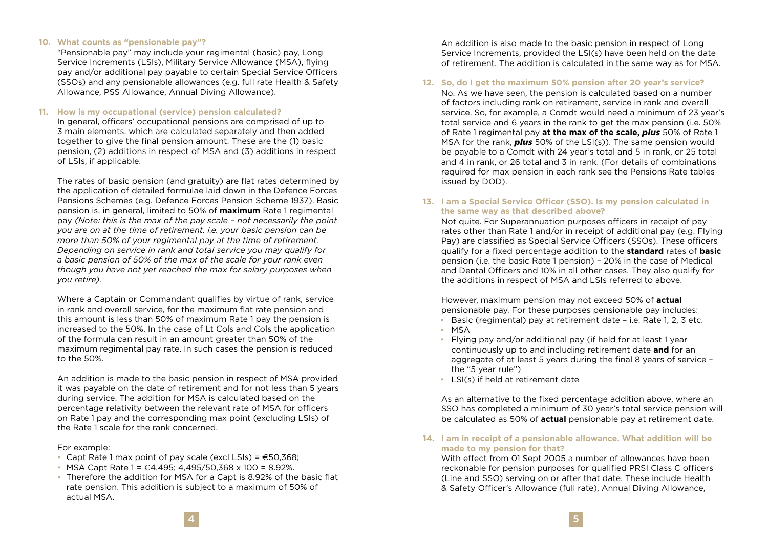### 10. What counts as "pensionable pay"?

"Pensionable pay" may include your regimental (basic) pay, Long Service Increments (LSIs), Military Service Allowance (MSA), flying pay and/or additional pay payable to certain Special Service Officers (SSOs) and any pensionable allowances (e.g. full rate Health & Safety Allowance, PSS Allowance, Annual Diving Allowance).

### 11. How is my occupational (service) pension calculated?

In general, officers' occupational pensions are comprised of up to 3 main elements, which are calculated separately and then added together to give the final pension amount. These are the (1) basic pension, (2) additions in respect of MSA and (3) additions in respect of LSIs, if applicable.

The rates of basic pension (and gratuity) are flat rates determined by the application of detailed formulae laid down in the Defence Forces Pensions Schemes (e.g. Defence Forces Pension Scheme 1937). Basic pension is, in general, limited to 50% of **maximum** Rate 1 regimental pay *(Note: this is the max of the pay scale – not necessarily the point you are on at the time of retirement. i.e. your basic pension can be more than 50% of your regimental pay at the time of retirement. Depending on service in rank and total service you may qualify for a basic pension of 50% of the max of the scale for your rank even though you have not yet reached the max for salary purposes when you retire).*

Where a Captain or Commandant qualifies by virtue of rank, service in rank and overall service, for the maximum flat rate pension and this amount is less than 50% of maximum Rate 1 pay the pension is increased to the 50%. In the case of Lt Cols and Cols the application of the formula can result in an amount greater than 50% of the maximum regimental pay rate. In such cases the pension is reduced to the 50%.

An addition is made to the basic pension in respect of MSA provided it was payable on the date of retirement and for not less than 5 years during service. The addition for MSA is calculated based on the percentage relativity between the relevant rate of MSA for officers on Rate 1 pay and the corresponding max point (excluding LSIs) of the Rate 1 scale for the rank concerned.

For example:

- Capt Rate 1 max point of pay scale (excl LSIs) = €50,368;
- MSA Capt Rate 1 = €4,495; 4,495/50,368 x 100 = 8.92%.
- Therefore the addition for MSA for a Capt is 8.92% of the basic flat rate pension. This addition is subject to a maximum of 50% of actual MSA.

An addition is also made to the basic pension in respect of Long Service Increments, provided the LSI(s) have been held on the date of retirement. The addition is calculated in the same way as for MSA.

### 12. So, do I get the maximum 50% pension after 20 year's service?

No. As we have seen, the pension is calculated based on a number of factors including rank on retirement, service in rank and overall service. So, for example, a Comdt would need a minimum of 23 year's total service and 6 years in the rank to get the max pension (i.e. 50% of Rate 1 regimental pay **at the max of the scale,** ***plus*** 50% of Rate 1 MSA for the rank, ***plus*** 50% of the LSI(s)). The same pension would be payable to a Comdt with 24 year's total and 5 in rank, or 25 total and 4 in rank, or 26 total and 3 in rank. (For details of combinations required for max pension in each rank see the Pensions Rate tables issued by DOD).

### 13. I am a Special Service Officer (SSO). Is my pension calculated in the same way as that described above?

Not quite. For Superannuation purposes officers in receipt of pay rates other than Rate 1 and/or in receipt of additional pay (e.g. Flying Pay) are classified as Special Service Officers (SSOs). These officers qualify for a fixed percentage addition to the **standard** rates of **basic** pension (i.e. the basic Rate 1 pension) – 20% in the case of Medical and Dental Officers and 10% in all other cases. They also qualify for the additions in respect of MSA and LSIs referred to above.

However, maximum pension may not exceed 50% of **actual** pensionable pay. For these purposes pensionable pay includes:

- Basic (regimental) pay at retirement date – i.e. Rate 1, 2, 3 etc.
- MSA
- Flying pay and/or additional pay (if held for at least 1 year continuously up to and including retirement date **and** for an aggregate of at least 5 years during the final 8 years of service – the "5 year rule")
- LSI(s) if held at retirement date

As an alternative to the fixed percentage addition above, where an SSO has completed a minimum of 30 year's total service pension will be calculated as 50% of **actual** pensionable pay at retirement date.

### 14. I am in receipt of a pensionable allowance. What addition will be made to my pension for that?

With effect from 01 Sept 2005 a number of allowances have been reckonable for pension purposes for qualified PRSI Class C officers (Line and SSO) serving on or after that date. These include Health & Safety Officer's Allowance (full rate), Annual Diving Allowance,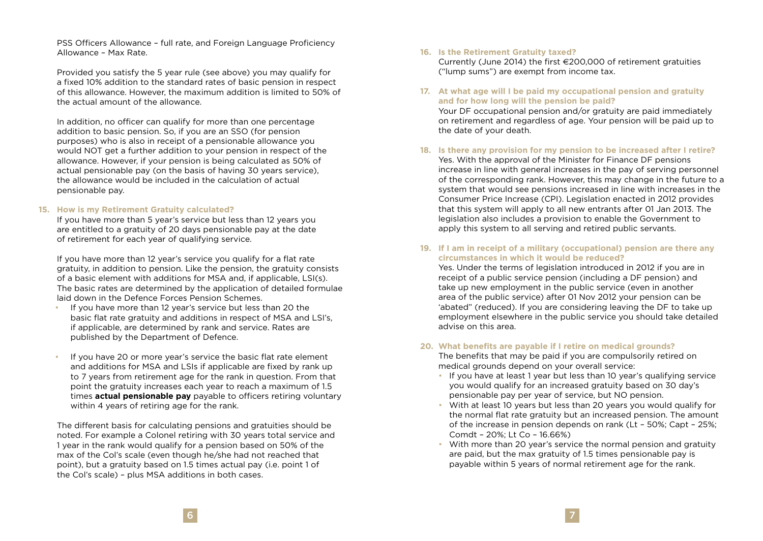PSS Officers Allowance – full rate, and Foreign Language Proficiency Allowance – Max Rate.

Provided you satisfy the 5 year rule (see above) you may qualify for a fixed 10% addition to the standard rates of basic pension in respect of this allowance. However, the maximum addition is limited to 50% of the actual amount of the allowance.

In addition, no officer can qualify for more than one percentage addition to basic pension. So, if you are an SSO (for pension purposes) who is also in receipt of a pensionable allowance you would NOT get a further addition to your pension in respect of the allowance. However, if your pension is being calculated as 50% of actual pensionable pay (on the basis of having 30 years service), the allowance would be included in the calculation of actual pensionable pay.

**15. How is my Retirement Gratuity calculated?**

If you have more than 5 year's service but less than 12 years you are entitled to a gratuity of 20 days pensionable pay at the date of retirement for each year of qualifying service.

If you have more than 12 year's service you qualify for a flat rate gratuity, in addition to pension. Like the pension, the gratuity consists of a basic element with additions for MSA and, if applicable, LSI(s). The basic rates are determined by the application of detailed formulae laid down in the Defence Forces Pension Schemes.

- If you have more than 12 year's service but less than 20 the basic flat rate gratuity and additions in respect of MSA and LSI's, if applicable, are determined by rank and service. Rates are published by the Department of Defence.
- If you have 20 or more year's service the basic flat rate element and additions for MSA and LSIs if applicable are fixed by rank up to 7 years from retirement age for the rank in question. From that point the gratuity increases each year to reach a maximum of 1.5 times **actual pensionable pay** payable to officers retiring voluntary within 4 years of retiring age for the rank.

The different basis for calculating pensions and gratuities should be noted. For example a Colonel retiring with 30 years total service and 1 year in the rank would qualify for a pension based on 50% of the max of the Col's scale (even though he/she had not reached that point), but a gratuity based on 1.5 times actual pay (i.e. point 1 of the Col's scale) – plus MSA additions in both cases.

**16. Is the Retirement Gratuity taxed?**

Currently (June 2014) the first €200,000 of retirement gratuities ("lump sums") are exempt from income tax.

**17. At what age will I be paid my occupational pension and gratuity and for how long will the pension be paid?**

Your DF occupational pension and/or gratuity are paid immediately on retirement and regardless of age. Your pension will be paid up to the date of your death.

**18. Is there any provision for my pension to be increased after I retire?**

Yes. With the approval of the Minister for Finance DF pensions increase in line with general increases in the pay of serving personnel of the corresponding rank. However, this may change in the future to a system that would see pensions increased in line with increases in the Consumer Price Increase (CPI). Legislation enacted in 2012 provides that this system will apply to all new entrants after 01 Jan 2013. The legislation also includes a provision to enable the Government to apply this system to all serving and retired public servants.

**19. If I am in receipt of a military (occupational) pension are there any circumstances in which it would be reduced?**

Yes. Under the terms of legislation introduced in 2012 if you are in receipt of a public service pension (including a DF pension) and take up new employment in the public service (even in another area of the public service) after 01 Nov 2012 your pension can be 'abated" (reduced). If you are considering leaving the DF to take up employment elsewhere in the public service you should take detailed advise on this area.

**20. What benefits are payable if I retire on medical grounds?**

The benefits that may be paid if you are compulsorily retired on medical grounds depend on your overall service:

- If you have at least 1 year but less than 10 year's qualifying service you would qualify for an increased gratuity based on 30 day's pensionable pay per year of service, but NO pension.
- With at least 10 years but less than 20 years you would qualify for the normal flat rate gratuity but an increased pension. The amount of the increase in pension depends on rank (Lt – 50%; Capt – 25%; Comdt – 20%; Lt Co – 16.66%)
- With more than 20 year's service the normal pension and gratuity are paid, but the max gratuity of 1.5 times pensionable pay is payable within 5 years of normal retirement age for the rank.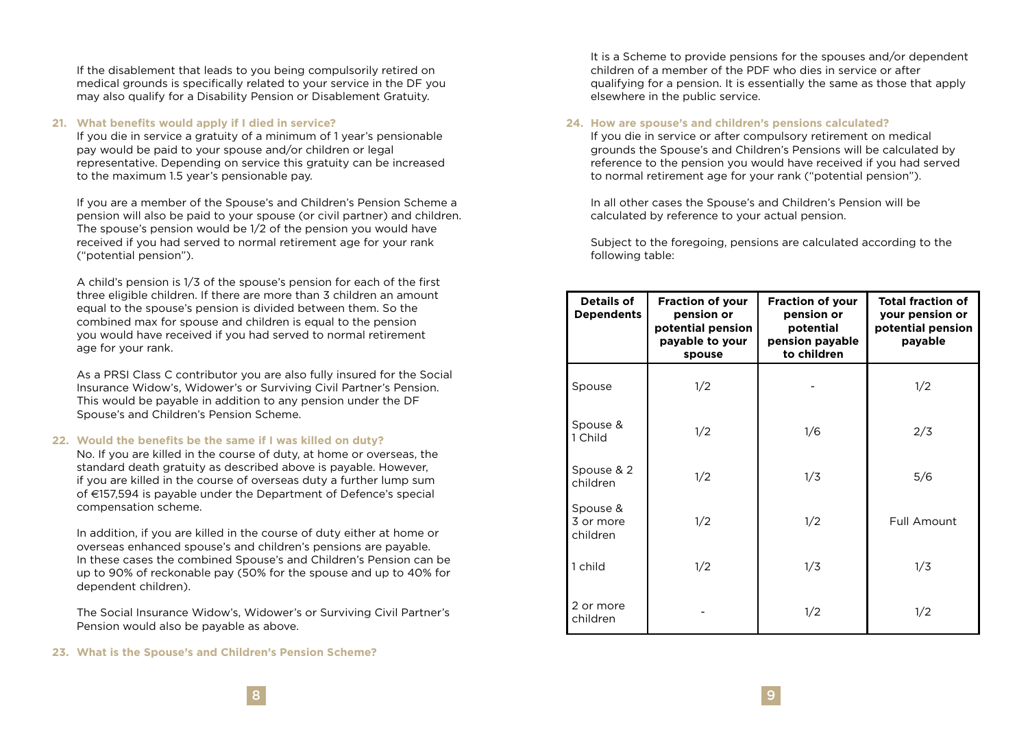If the disablement that leads to you being compulsorily retired on medical grounds is specifically related to your service in the DF you may also qualify for a Disability Pension or Disablement Gratuity.

**21. What benefits would apply if I died in service?**

If you die in service a gratuity of a minimum of 1 year's pensionable pay would be paid to your spouse and/or children or legal representative. Depending on service this gratuity can be increased to the maximum 1.5 year's pensionable pay.

If you are a member of the Spouse's and Children's Pension Scheme a pension will also be paid to your spouse (or civil partner) and children. The spouse's pension would be 1/2 of the pension you would have received if you had served to normal retirement age for your rank ("potential pension").

A child's pension is 1/3 of the spouse's pension for each of the first three eligible children. If there are more than 3 children an amount equal to the spouse's pension is divided between them. So the combined max for spouse and children is equal to the pension you would have received if you had served to normal retirement age for your rank.

As a PRSI Class C contributor you are also fully insured for the Social Insurance Widow's, Widower's or Surviving Civil Partner's Pension. This would be payable in addition to any pension under the DF Spouse's and Children's Pension Scheme.

**22. Would the benefits be the same if I was killed on duty?**

No. If you are killed in the course of duty, at home or overseas, the standard death gratuity as described above is payable. However, if you are killed in the course of overseas duty a further lump sum of €157,594 is payable under the Department of Defence's special compensation scheme.

In addition, if you are killed in the course of duty either at home or overseas enhanced spouse's and children's pensions are payable. In these cases the combined Spouse's and Children's Pension can be up to 90% of reckonable pay (50% for the spouse and up to 40% for dependent children).

The Social Insurance Widow's, Widower's or Surviving Civil Partner's Pension would also be payable as above.

**23. What is the Spouse's and Children's Pension Scheme?**

It is a Scheme to provide pensions for the spouses and/or dependent children of a member of the PDF who dies in service or after qualifying for a pension. It is essentially the same as those that apply elsewhere in the public service.

**24. How are spouse's and children's pensions calculated?**

If you die in service or after compulsory retirement on medical grounds the Spouse's and Children's Pensions will be calculated by reference to the pension you would have received if you had served to normal retirement age for your rank ("potential pension").

In all other cases the Spouse's and Children's Pension will be calculated by reference to your actual pension.

Subject to the foregoing, pensions are calculated according to the following table:

| Details of Dependents | Fraction of your pension or potential pension payable to your spouse | Fraction of your pension or potential pension payable to children | Total fraction of your pension or potential pension payable |
|---|---|---|---|
| Spouse | 1/2 | - | 1/2 |
| Spouse & 1 Child | 1/2 | 1/6 | 2/3 |
| Spouse & 2 children | 1/2 | 1/3 | 5/6 |
| Spouse & 3 or more children | 1/2 | 1/2 | Full Amount |
| 1 child | 1/2 | 1/3 | 1/3 |
| 2 or more children | - | 1/2 | 1/2 |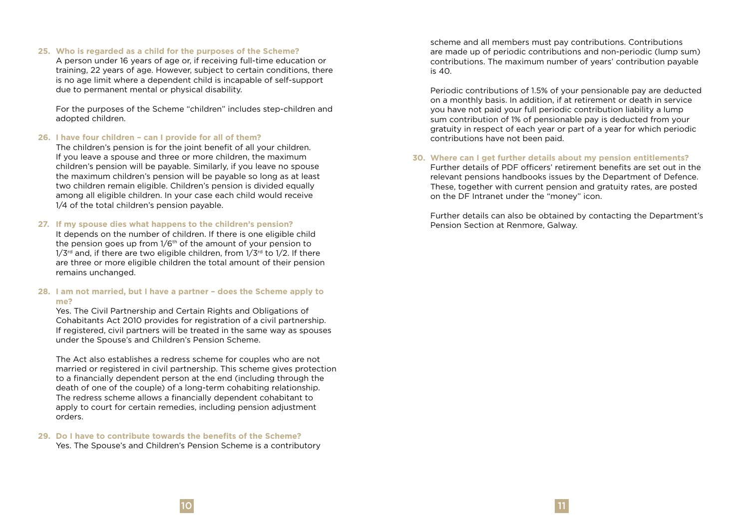**25. Who is regarded as a child for the purposes of the Scheme?**

A person under 16 years of age or, if receiving full-time education or training, 22 years of age. However, subject to certain conditions, there is no age limit where a dependent child is incapable of self-support due to permanent mental or physical disability.

For the purposes of the Scheme "children" includes step-children and adopted children.

**26. I have four children – can I provide for all of them?**

The children's pension is for the joint benefit of all your children. If you leave a spouse and three or more children, the maximum children's pension will be payable. Similarly, if you leave no spouse the maximum children's pension will be payable so long as at least two children remain eligible. Children's pension is divided equally among all eligible children. In your case each child would receive 1/4 of the total children's pension payable.

**27. If my spouse dies what happens to the children's pension?**

It depends on the number of children. If there is one eligible child the pension goes up from 1/6th of the amount of your pension to 1/3rd and, if there are two eligible children, from 1/3rd to 1/2. If there are three or more eligible children the total amount of their pension remains unchanged.

**28. I am not married, but I have a partner – does the Scheme apply to me?**

Yes. The Civil Partnership and Certain Rights and Obligations of Cohabitants Act 2010 provides for registration of a civil partnership. If registered, civil partners will be treated in the same way as spouses under the Spouse's and Children's Pension Scheme.

The Act also establishes a redress scheme for couples who are not married or registered in civil partnership. This scheme gives protection to a financially dependent person at the end (including through the death of one of the couple) of a long-term cohabiting relationship. The redress scheme allows a financially dependent cohabitant to apply to court for certain remedies, including pension adjustment orders.

**29. Do I have to contribute towards the benefits of the Scheme?**

Yes. The Spouse's and Children's Pension Scheme is a contributory scheme and all members must pay contributions. Contributions are made up of periodic contributions and non-periodic (lump sum) contributions. The maximum number of years' contribution payable is 40.

Periodic contributions of 1.5% of your pensionable pay are deducted on a monthly basis. In addition, if at retirement or death in service you have not paid your full periodic contribution liability a lump sum contribution of 1% of pensionable pay is deducted from your gratuity in respect of each year or part of a year for which periodic contributions have not been paid.

**30. Where can I get further details about my pension entitlements?**

Further details of PDF officers' retirement benefits are set out in the relevant pensions handbooks issues by the Department of Defence. These, together with current pension and gratuity rates, are posted on the DF Intranet under the "money" icon.

Further details can also be obtained by contacting the Department's Pension Section at Renmore, Galway.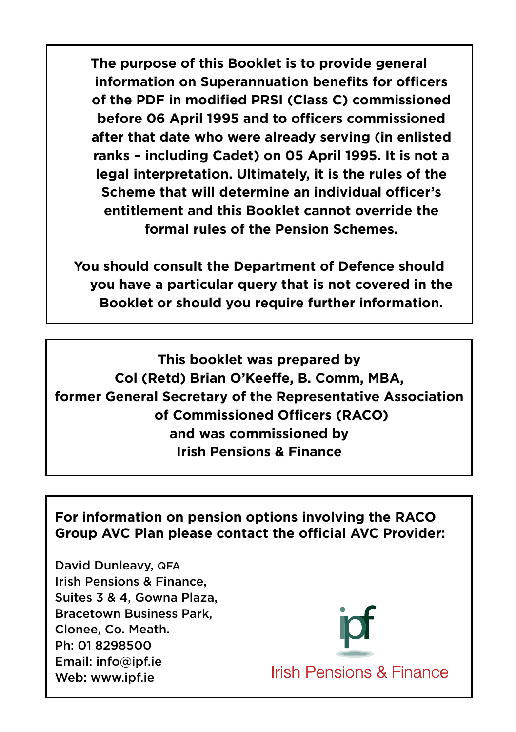**The purpose of this Booklet is to provide general information on Superannuation benefits for officers of the PDF in modified PRSI (Class C) commissioned before 06 April 1995 and to officers commissioned after that date who were already serving (in enlisted ranks – including Cadet) on 05 April 1995. It is not a legal interpretation. Ultimately, it is the rules of the Scheme that will determine an individual officer's entitlement and this Booklet cannot override the formal rules of the Pension Schemes.**

**You should consult the Department of Defence should you have a particular query that is not covered in the Booklet or should you require further information.**

**This booklet was prepared by**
**Col (Retd) Brian O'Keeffe, B. Comm, MBA,**
**former General Secretary of the Representative Association of Commissioned Officers (RACO)**
**and was commissioned by**
**Irish Pensions & Finance**

**For information on pension options involving the RACO Group AVC Plan please contact the official AVC Provider:**

David Dunleavy, QFA
Irish Pensions & Finance,
Suites 3 & 4, Gowna Plaza,
Bracetown Business Park,
Clonee, Co. Meath.
Ph: 01 8298500
Email: info@ipf.ie
Web: www.ipf.ie

ipf
Irish Pensions & Finance